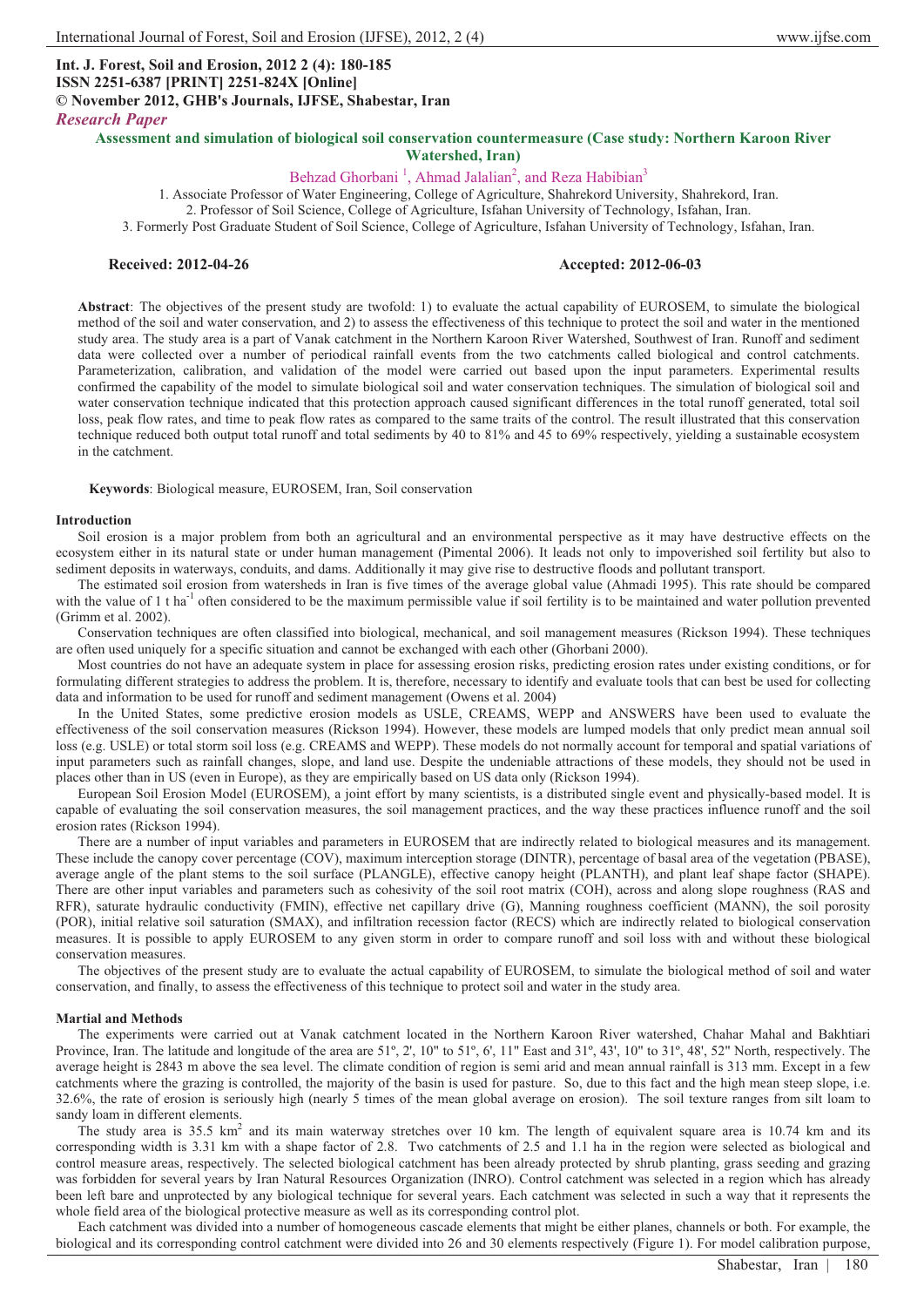**Int. J. Forest, Soil and Erosion, 2012 2 (4): 180-185**
**ISSN 2251-6387 [PRINT] 2251-824X [Online]**
**© November 2012, GHB's Journals, IJFSE, Shabestar, Iran**
*Research Paper*

# Assessment and simulation of biological soil conservation countermeasure (Case study: Northern Karoon River Watershed, Iran)

Behzad Ghorbani [1], Ahmad Jalalian[2], and Reza Habibian[3]

1. Associate Professor of Water Engineering, College of Agriculture, Shahrekord University, Shahrekord, Iran.
2. Professor of Soil Science, College of Agriculture, Isfahan University of Technology, Isfahan, Iran.
3. Formerly Post Graduate Student of Soil Science, College of Agriculture, Isfahan University of Technology, Isfahan, Iran.

**Received: 2012-04-26** **Accepted: 2012-06-03**

**Abstract**: The objectives of the present study are twofold: 1) to evaluate the actual capability of EUROSEM, to simulate the biological method of the soil and water conservation, and 2) to assess the effectiveness of this technique to protect the soil and water in the mentioned study area. The study area is a part of Vanak catchment in the Northern Karoon River Watershed, Southwest of Iran. Runoff and sediment data were collected over a number of periodical rainfall events from the two catchments called biological and control catchments. Parameterization, calibration, and validation of the model were carried out based upon the input parameters. Experimental results confirmed the capability of the model to simulate biological soil and water conservation techniques. The simulation of biological soil and water conservation technique indicated that this protection approach caused significant differences in the total runoff generated, total soil loss, peak flow rates, and time to peak flow rates as compared to the same traits of the control. The result illustrated that this conservation technique reduced both output total runoff and total sediments by 40 to 81% and 45 to 69% respectively, yielding a sustainable ecosystem in the catchment.

**Keywords**: Biological measure, EUROSEM, Iran, Soil conservation

## Introduction

Soil erosion is a major problem from both an agricultural and an environmental perspective as it may have destructive effects on the ecosystem either in its natural state or under human management (Pimental 2006). It leads not only to impoverished soil fertility but also to sediment deposits in waterways, conduits, and dams. Additionally it may give rise to destructive floods and pollutant transport.

The estimated soil erosion from watersheds in Iran is five times of the average global value (Ahmadi 1995). This rate should be compared with the value of 1 t $ha^{-1}$ often considered to be the maximum permissible value if soil fertility is to be maintained and water pollution prevented (Grimm et al. 2002).

Conservation techniques are often classified into biological, mechanical, and soil management measures (Rickson 1994). These techniques are often used uniquely for a specific situation and cannot be exchanged with each other (Ghorbani 2000).

Most countries do not have an adequate system in place for assessing erosion risks, predicting erosion rates under existing conditions, or for formulating different strategies to address the problem. It is, therefore, necessary to identify and evaluate tools that can best be used for collecting data and information to be used for runoff and sediment management (Owens et al. 2004)

In the United States, some predictive erosion models as USLE, CREAMS, WEPP and ANSWERS have been used to evaluate the effectiveness of the soil conservation measures (Rickson 1994). However, these models are lumped models that only predict mean annual soil loss (e.g. USLE) or total storm soil loss (e.g. CREAMS and WEPP). These models do not normally account for temporal and spatial variations of input parameters such as rainfall changes, slope, and land use. Despite the undeniable attractions of these models, they should not be used in places other than in US (even in Europe), as they are empirically based on US data only (Rickson 1994).

European Soil Erosion Model (EUROSEM), a joint effort by many scientists, is a distributed single event and physically-based model. It is capable of evaluating the soil conservation measures, the soil management practices, and the way these practices influence runoff and the soil erosion rates (Rickson 1994).

There are a number of input variables and parameters in EUROSEM that are indirectly related to biological measures and its management. These include the canopy cover percentage (COV), maximum interception storage (DINTR), percentage of basal area of the vegetation (PBASE), average angle of the plant stems to the soil surface (PLANGLE), effective canopy height (PLANTH), and plant leaf shape factor (SHAPE). There are other input variables and parameters such as cohesivity of the soil root matrix (COH), across and along slope roughness (RAS and RFR), saturate hydraulic conductivity (FMIN), effective net capillary drive (G), Manning roughness coefficient (MANN), the soil porosity (POR), initial relative soil saturation (SMAX), and infiltration recession factor (RECS) which are indirectly related to biological conservation measures. It is possible to apply EUROSEM to any given storm in order to compare runoff and soil loss with and without these biological conservation measures.

The objectives of the present study are to evaluate the actual capability of EUROSEM, to simulate the biological method of soil and water conservation, and finally, to assess the effectiveness of this technique to protect soil and water in the study area.

## Martial and Methods

The experiments were carried out at Vanak catchment located in the Northern Karoon River watershed, Chahar Mahal and Bakhtiari Province, Iran. The latitude and longitude of the area are 51º, 2', 10" to 51º, 6', 11" East and 31º, 43', 10" to 31º, 48', 52" North, respectively. The average height is 2843 m above the sea level. The climate condition of region is semi arid and mean annual rainfall is 313 mm. Except in a few catchments where the grazing is controlled, the majority of the basin is used for pasture. So, due to this fact and the high mean steep slope, i.e. 32.6%, the rate of erosion is seriously high (nearly 5 times of the mean global average on erosion). The soil texture ranges from silt loam to sandy loam in different elements.

The study area is 35.5 $km^2$ and its main waterway stretches over 10 km. The length of equivalent square area is 10.74 km and its corresponding width is 3.31 km with a shape factor of 2.8. Two catchments of 2.5 and 1.1 ha in the region were selected as biological and control measure areas, respectively. The selected biological catchment has been already protected by shrub planting, grass seeding and grazing was forbidden for several years by Iran Natural Resources Organization (INRO). Control catchment was selected in a region which has already been left bare and unprotected by any biological technique for several years. Each catchment was selected in such a way that it represents the whole field area of the biological protective measure as well as its corresponding control plot.

Each catchment was divided into a number of homogeneous cascade elements that might be either planes, channels or both. For example, the biological and its corresponding control catchment were divided into 26 and 30 elements respectively (Figure 1). For model calibration purpose,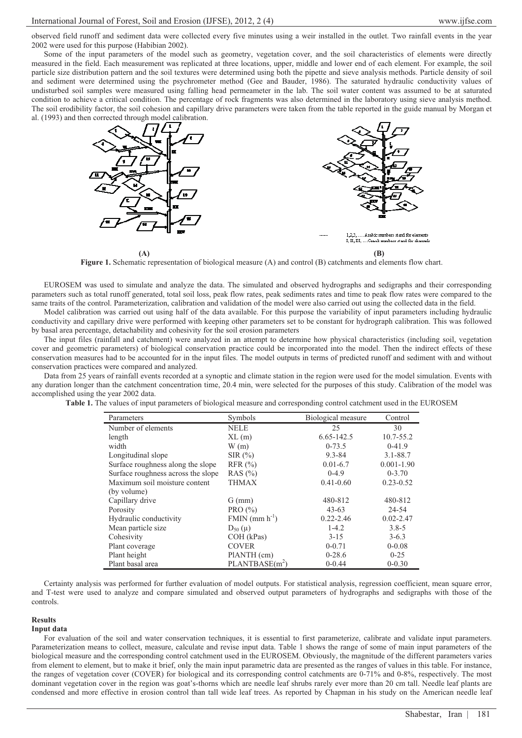observed field runoff and sediment data were collected every five minutes using a weir installed in the outlet. Two rainfall events in the year 2002 were used for this purpose (Habibian 2002).

Some of the input parameters of the model such as geometry, vegetation cover, and the soil characteristics of elements were directly measured in the field. Each measurement was replicated at three locations, upper, middle and lower end of each element. For example, the soil particle size distribution pattern and the soil textures were determined using both the pipette and sieve analysis methods. Particle density of soil and sediment were determined using the psychrometer method (Gee and Bauder, 1986). The saturated hydraulic conductivity values of undisturbed soil samples were measured using falling head permeameter in the lab. The soil water content was assumed to be at saturated condition to achieve a critical condition. The percentage of rock fragments was also determined in the laboratory using sieve analysis method. The soil erodibility factor, the soil cohesion and capillary drive parameters were taken from the table reported in the guide manual by Morgan et al. (1993) and then corrected through model calibration.

1,2,3, .....Arabic numbers stand for elements
I, II, III, ....Greek numbers stand for channels

(A) (B)

**Figure 1.** Schematic representation of biological measure (A) and control (B) catchments and elements flow chart.

EUROSEM was used to simulate and analyze the data. The simulated and observed hydrographs and sedigraphs and their corresponding parameters such as total runoff generated, total soil loss, peak flow rates, peak sediments rates and time to peak flow rates were compared to the same traits of the control. Parameterization, calibration and validation of the model were also carried out using the collected data in the field.

Model calibration was carried out using half of the data available. For this purpose the variability of input parameters including hydraulic conductivity and capillary drive were performed with keeping other parameters set to be constant for hydrograph calibration. This was followed by basal area percentage, detachability and cohesivity for the soil erosion parameters

The input files (rainfall and catchment) were analyzed in an attempt to determine how physical characteristics (including soil, vegetation cover and geometric parameters) of biological conservation practice could be incorporated into the model. Then the indirect effects of these conservation measures had to be accounted for in the input files. The model outputs in terms of predicted runoff and sediment with and without conservation practices were compared and analyzed.

Data from 25 years of rainfall events recorded at a synoptic and climate station in the region were used for the model simulation. Events with any duration longer than the catchment concentration time, 20.4 min, were selected for the purposes of this study. Calibration of the model was accomplished using the year 2002 data.

**Table 1.** The values of input parameters of biological measure and corresponding control catchment used in the EUROSEM

| Parameters | Symbols | Biological measure | Control |
|---|---|---|---|
| Number of elements | NELE | 25 | 30 |
| length | XL (m) | 6.65-142.5 | 10.7-55.2 |
| width | W (m) | 0-73.5 | 0-41.9 |
| Longitudinal slope | SIR (%) | 9.3-84 | 3.1-88.7 |
| Surface roughness along the slope | RFR (%) | 0.01-6.7 | 0.001-1.90 |
| Surface roughness across the slope | RAS (%) | 0-4.9 | 0-3.70 |
| Maximum soil moisture content (by volume) | THMAX | 0.41-0.60 | 0.23-0.52 |
| Capillary drive | G (mm) | 480-812 | 480-812 |
| Porosity | PRO (%) | 43-63 | 24-54 |
| Hydraulic conductivity | FMIN (mm $h^{-1}$) | 0.22-2.46 | 0.02-2.47 |
| Mean particle size | $D_{50}$ (μ) | 1-4.2 | 3.8-5 |
| Cohesivity | COH (kPas) | 3-15 | 3-6.3 |
| Plant coverage | COVER | 0-0.71 | 0-0.08 |
| Plant height | PlANTH (cm) | 0-28.6 | 0-25 |
| Plant basal area | PLANTBASE($m^2$) | 0-0.44 | 0-0.30 |

Certainty analysis was performed for further evaluation of model outputs. For statistical analysis, regression coefficient, mean square error, and T-test were used to analyze and compare simulated and observed output parameters of hydrographs and sedigraphs with those of the controls.

## Results

### Input data

For evaluation of the soil and water conservation techniques, it is essential to first parameterize, calibrate and validate input parameters. Parameterization means to collect, measure, calculate and revise input data. Table 1 shows the range of some of main input parameters of the biological measure and the corresponding control catchment used in the EUROSEM. Obviously, the magnitude of the different parameters varies from element to element, but to make it brief, only the main input parametric data are presented as the ranges of values in this table. For instance, the ranges of vegetation cover (COVER) for biological and its corresponding control catchments are 0-71% and 0-8%, respectively. The most dominant vegetation cover in the region was goat's-thorns which are needle leaf shrubs rarely ever more than 20 cm tall. Needle leaf plants are condensed and more effective in erosion control than tall wide leaf trees. As reported by Chapman in his study on the American needle leaf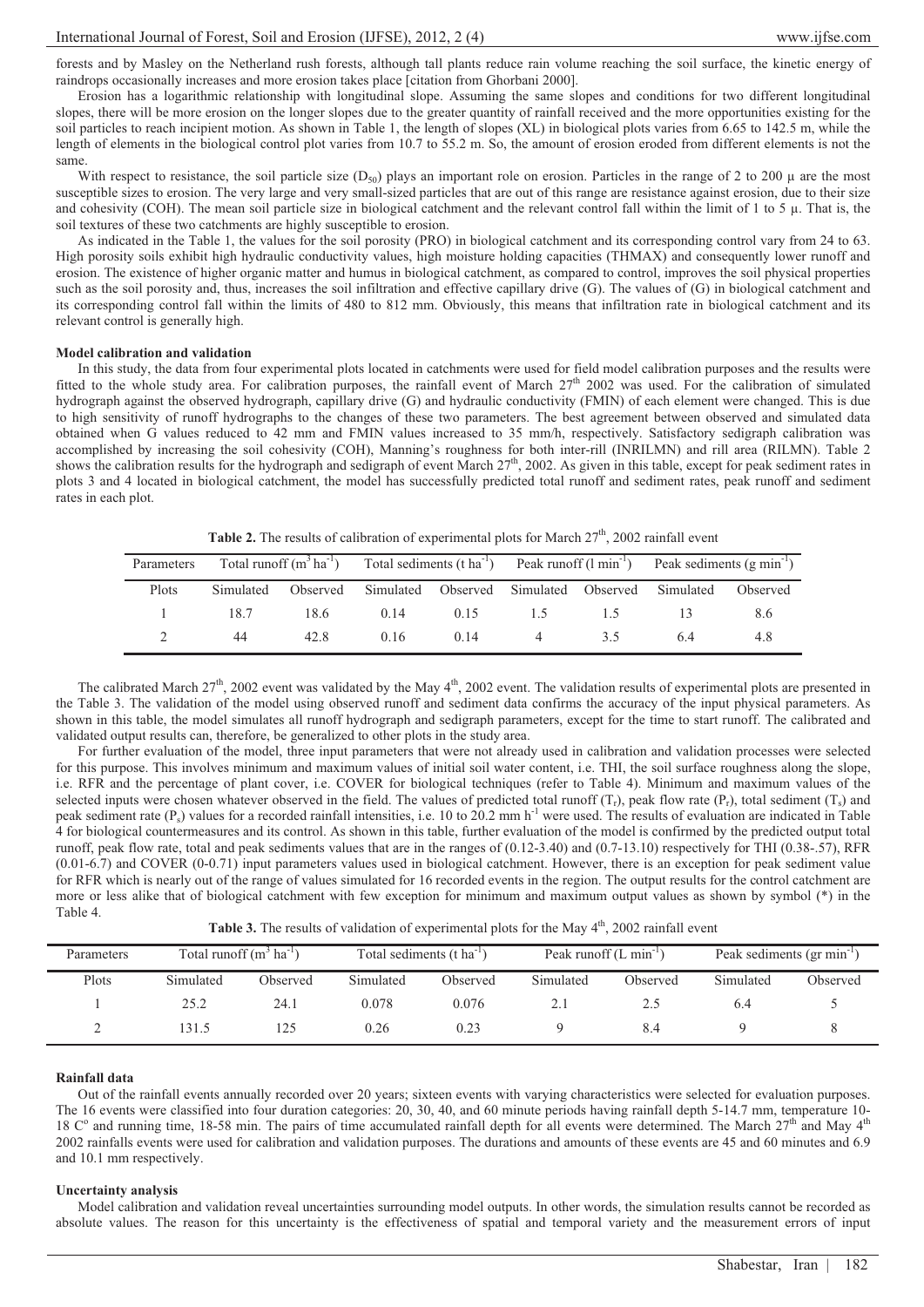forests and by Masley on the Netherland rush forests, although tall plants reduce rain volume reaching the soil surface, the kinetic energy of raindrops occasionally increases and more erosion takes place [citation from Ghorbani 2000].

Erosion has a logarithmic relationship with longitudinal slope. Assuming the same slopes and conditions for two different longitudinal slopes, there will be more erosion on the longer slopes due to the greater quantity of rainfall received and the more opportunities existing for the soil particles to reach incipient motion. As shown in Table 1, the length of slopes (XL) in biological plots varies from 6.65 to 142.5 m, while the length of elements in the biological control plot varies from 10.7 to 55.2 m. So, the amount of erosion eroded from different elements is not the same.

With respect to resistance, the soil particle size ($D_{50}$) plays an important role on erosion. Particles in the range of 2 to 200 μ are the most susceptible sizes to erosion. The very large and very small-sized particles that are out of this range are resistance against erosion, due to their size and cohesivity (COH). The mean soil particle size in biological catchment and the relevant control fall within the limit of 1 to 5 μ. That is, the soil textures of these two catchments are highly susceptible to erosion.

As indicated in the Table 1, the values for the soil porosity (PRO) in biological catchment and its corresponding control vary from 24 to 63. High porosity soils exhibit high hydraulic conductivity values, high moisture holding capacities (THMAX) and consequently lower runoff and erosion. The existence of higher organic matter and humus in biological catchment, as compared to control, improves the soil physical properties such as the soil porosity and, thus, increases the soil infiltration and effective capillary drive (G). The values of (G) in biological catchment and its corresponding control fall within the limits of 480 to 812 mm. Obviously, this means that infiltration rate in biological catchment and its relevant control is generally high.

**Model calibration and validation**

In this study, the data from four experimental plots located in catchments were used for field model calibration purposes and the results were fitted to the whole study area. For calibration purposes, the rainfall event of March 27[th] 2002 was used. For the calibration of simulated hydrograph against the observed hydrograph, capillary drive (G) and hydraulic conductivity (FMIN) of each element were changed. This is due to high sensitivity of runoff hydrographs to the changes of these two parameters. The best agreement between observed and simulated data obtained when G values reduced to 42 mm and FMIN values increased to 35 mm/h, respectively. Satisfactory sedigraph calibration was accomplished by increasing the soil cohesivity (COH), Manning's roughness for both inter-rill (INRILMN) and rill area (RILMN). Table 2 shows the calibration results for the hydrograph and sedigraph of event March 27[th], 2002. As given in this table, except for peak sediment rates in plots 3 and 4 located in biological catchment, the model has successfully predicted total runoff and sediment rates, peak runoff and sediment rates in each plot.

**Table 2.** The results of calibration of experimental plots for March 27[th], 2002 rainfall event

| Parameters | Total runoff ($m^3$ $ha^{-1}$) | | Total sediments (t $ha^{-1}$) | | Peak runoff (l $min^{-1}$) | | Peak sediments (g $min^{-1}$) | |
|---|---|---|---|---|---|---|---|---|
| Plots | Simulated | Observed | Simulated | Observed | Simulated | Observed | Simulated | Observed |
| 1 | 18.7 | 18.6 | 0.14 | 0.15 | 1.5 | 1.5 | 13 | 8.6 |
| 2 | 44 | 42.8 | 0.16 | 0.14 | 4 | 3.5 | 6.4 | 4.8 |

The calibrated March 27[th], 2002 event was validated by the May 4[th], 2002 event. The validation results of experimental plots are presented in the Table 3. The validation of the model using observed runoff and sediment data confirms the accuracy of the input physical parameters. As shown in this table, the model simulates all runoff hydrograph and sedigraph parameters, except for the time to start runoff. The calibrated and validated output results can, therefore, be generalized to other plots in the study area.

For further evaluation of the model, three input parameters that were not already used in calibration and validation processes were selected for this purpose. This involves minimum and maximum values of initial soil water content, i.e. THI, the soil surface roughness along the slope, i.e. RFR and the percentage of plant cover, i.e. COVER for biological techniques (refer to Table 4). Minimum and maximum values of the selected inputs were chosen whatever observed in the field. The values of predicted total runoff ($T_r$), peak flow rate ($P_r$), total sediment ($T_s$) and peak sediment rate ($P_s$) values for a recorded rainfall intensities, i.e. 10 to 20.2 mm $h^{-1}$ were used. The results of evaluation are indicated in Table 4 for biological countermeasures and its control. As shown in this table, further evaluation of the model is confirmed by the predicted output total runoff, peak flow rate, total and peak sediments values that are in the ranges of (0.12-3.40) and (0.7-13.10) respectively for THI (0.38-.57), RFR (0.01-6.7) and COVER (0-0.71) input parameters values used in biological catchment. However, there is an exception for peak sediment value for RFR which is nearly out of the range of values simulated for 16 recorded events in the region. The output results for the control catchment are more or less alike that of biological catchment with few exception for minimum and maximum output values as shown by symbol (*) in the Table 4.

**Table 3.** The results of validation of experimental plots for the May 4[th], 2002 rainfall event

| Parameters | Total runoff ($m^3$ $ha^{-1}$) | | Total sediments (t $ha^{-1}$) | | Peak runoff (L $min^{-1}$) | | Peak sediments (gr $min^{-1}$) | |
|---|---|---|---|---|---|---|---|---|
| Plots | Simulated | Observed | Simulated | Observed | Simulated | Observed | Simulated | Observed |
| 1 | 25.2 | 24.1 | 0.078 | 0.076 | 2.1 | 2.5 | 6.4 | 5 |
| 2 | 131.5 | 125 | 0.26 | 0.23 | 9 | 8.4 | 9 | 8 |

**Rainfall data**

Out of the rainfall events annually recorded over 20 years; sixteen events with varying characteristics were selected for evaluation purposes. The 16 events were classified into four duration categories: 20, 30, 40, and 60 minute periods having rainfall depth 5-14.7 mm, temperature 10-18 C° and running time, 18-58 min. The pairs of time accumulated rainfall depth for all events were determined. The March 27[th] and May 4[th] 2002 rainfalls events were used for calibration and validation purposes. The durations and amounts of these events are 45 and 60 minutes and 6.9 and 10.1 mm respectively.

**Uncertainty analysis**

Model calibration and validation reveal uncertainties surrounding model outputs. In other words, the simulation results cannot be recorded as absolute values. The reason for this uncertainty is the effectiveness of spatial and temporal variety and the measurement errors of input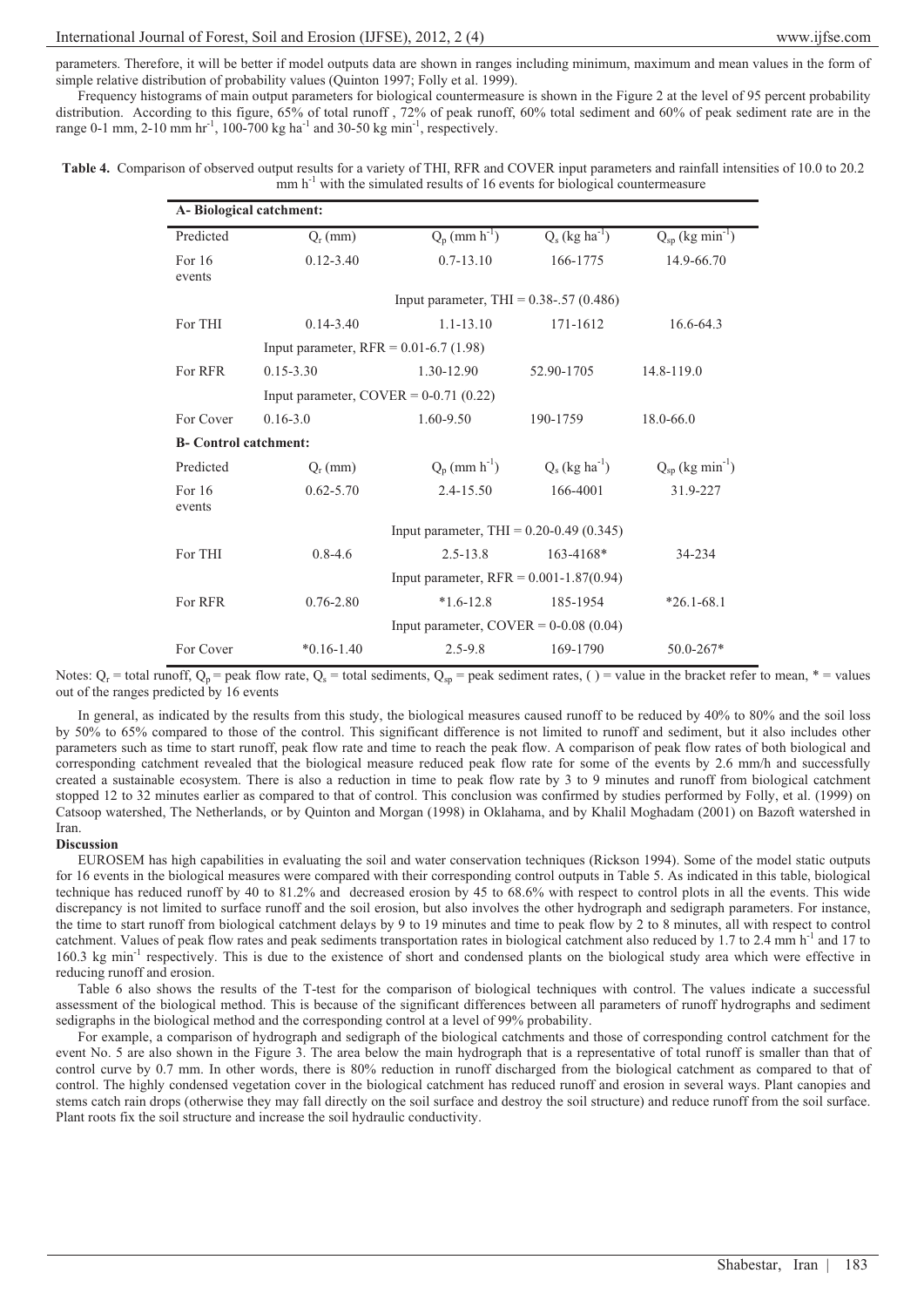parameters. Therefore, it will be better if model outputs data are shown in ranges including minimum, maximum and mean values in the form of simple relative distribution of probability values (Quinton 1997; Folly et al. 1999).

Frequency histograms of main output parameters for biological countermeasure is shown in the Figure 2 at the level of 95 percent probability distribution. According to this figure, 65% of total runoff , 72% of peak runoff, 60% total sediment and 60% of peak sediment rate are in the range 0-1 mm, 2-10 mm $hr^{-1}$, 100-700 kg $ha^{-1}$ and 30-50 kg $min^{-1}$, respectively.

**Table 4.** Comparison of observed output results for a variety of THI, RFR and COVER input parameters and rainfall intensities of 10.0 to 20.2 mm $h^{-1}$ with the simulated results of 16 events for biological countermeasure

| **A- Biological catchment:** | | | | |
|---|---|---|---|---|
| Predicted | $Q_r$ (mm) | $Q_p$ (mm $h^{-1}$) | $Q_s$ (kg $ha^{-1}$) | $Q_{sp}$ (kg $min^{-1}$) |
| For 16 events | 0.12-3.40 | 0.7-13.10 | 166-1775 | 14.9-66.70 |
| | | Input parameter, THI = 0.38-.57 (0.486) | | |
| For THI | 0.14-3.40 | 1.1-13.10 | 171-1612 | 16.6-64.3 |
| | Input parameter, RFR = 0.01-6.7 (1.98) | | | |
| For RFR | 0.15-3.30 | 1.30-12.90 | 52.90-1705 | 14.8-119.0 |
| | Input parameter, COVER = 0-0.71 (0.22) | | | |
| For Cover | 0.16-3.0 | 1.60-9.50 | 190-1759 | 18.0-66.0 |
| **B- Control catchment:** | | | | |
| Predicted | $Q_r$ (mm) | $Q_p$ (mm $h^{-1}$) | $Q_s$ (kg $ha^{-1}$) | $Q_{sp}$ (kg $min^{-1}$) |
| For 16 events | 0.62-5.70 | 2.4-15.50 | 166-4001 | 31.9-227 |
| | | Input parameter, THI = 0.20-0.49 (0.345) | | |
| For THI | 0.8-4.6 | 2.5-13.8 | 163-4168* | 34-234 |
| | | Input parameter, RFR = 0.001-1.87(0.94) | | |
| For RFR | 0.76-2.80 | *1.6-12.8 | 185-1954 | *26.1-68.1 |
| | | Input parameter, COVER = 0-0.08 (0.04) | | |
| For Cover | *0.16-1.40 | 2.5-9.8 | 169-1790 | 50.0-267* |

Notes: $Q_r$ = total runoff, $Q_p$ = peak flow rate, $Q_s$ = total sediments, $Q_{sp}$ = peak sediment rates, ( ) = value in the bracket refer to mean, * = values out of the ranges predicted by 16 events

In general, as indicated by the results from this study, the biological measures caused runoff to be reduced by 40% to 80% and the soil loss by 50% to 65% compared to those of the control. This significant difference is not limited to runoff and sediment, but it also includes other parameters such as time to start runoff, peak flow rate and time to reach the peak flow. A comparison of peak flow rates of both biological and corresponding catchment revealed that the biological measure reduced peak flow rate for some of the events by 2.6 mm/h and successfully created a sustainable ecosystem. There is also a reduction in time to peak flow rate by 3 to 9 minutes and runoff from biological catchment stopped 12 to 32 minutes earlier as compared to that of control. This conclusion was confirmed by studies performed by Folly, et al. (1999) on Catsoop watershed, The Netherlands, or by Quinton and Morgan (1998) in Oklahama, and by Khalil Moghadam (2001) on Bazoft watershed in Iran.

**Discussion**

EUROSEM has high capabilities in evaluating the soil and water conservation techniques (Rickson 1994). Some of the model static outputs for 16 events in the biological measures were compared with their corresponding control outputs in Table 5. As indicated in this table, biological technique has reduced runoff by 40 to 81.2% and decreased erosion by 45 to 68.6% with respect to control plots in all the events. This wide discrepancy is not limited to surface runoff and the soil erosion, but also involves the other hydrograph and sedigraph parameters. For instance, the time to start runoff from biological catchment delays by 9 to 19 minutes and time to peak flow by 2 to 8 minutes, all with respect to control catchment. Values of peak flow rates and peak sediments transportation rates in biological catchment also reduced by 1.7 to 2.4 mm $h^{-1}$ and 17 to 160.3 kg $min^{-1}$ respectively. This is due to the existence of short and condensed plants on the biological study area which were effective in reducing runoff and erosion.

Table 6 also shows the results of the T-test for the comparison of biological techniques with control. The values indicate a successful assessment of the biological method. This is because of the significant differences between all parameters of runoff hydrographs and sediment sedigraphs in the biological method and the corresponding control at a level of 99% probability.

For example, a comparison of hydrograph and sedigraph of the biological catchments and those of corresponding control catchment for the event No. 5 are also shown in the Figure 3. The area below the main hydrograph that is a representative of total runoff is smaller than that of control curve by 0.7 mm. In other words, there is 80% reduction in runoff discharged from the biological catchment as compared to that of control. The highly condensed vegetation cover in the biological catchment has reduced runoff and erosion in several ways. Plant canopies and stems catch rain drops (otherwise they may fall directly on the soil surface and destroy the soil structure) and reduce runoff from the soil surface. Plant roots fix the soil structure and increase the soil hydraulic conductivity.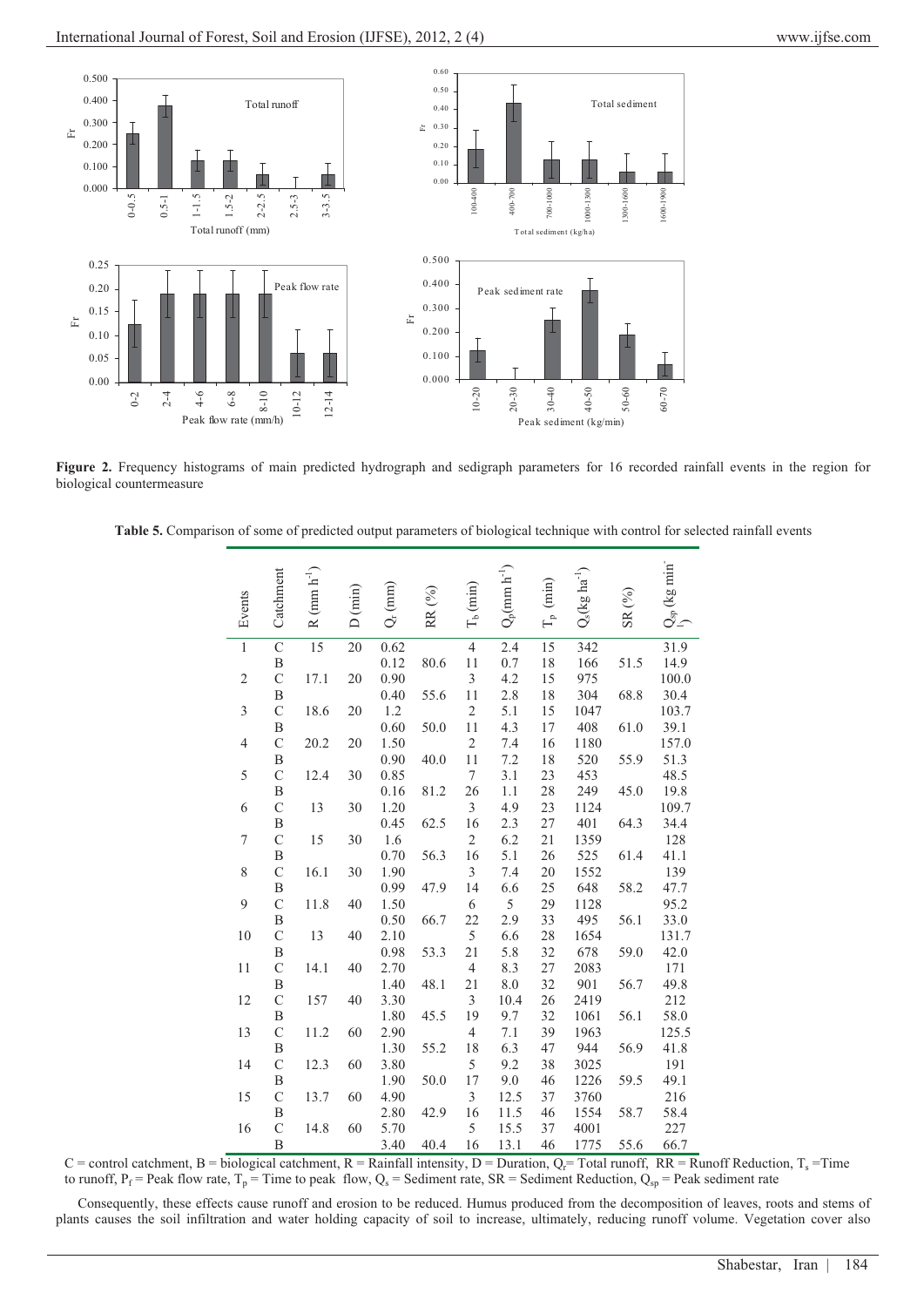Figure 2. Frequency histograms of main predicted hydrograph and sedigraph parameters for 16 recorded rainfall events in the region for biological countermeasure

**Table 5.** Comparison of some of predicted output parameters of biological technique with control for selected rainfall events

| Events | Catchment | R (mm h$^{-1}$) | D (min) | $Q_r$ (mm) | RR (%) | $T_b$ (min) | $Q_p$(mm h$^{-1}$) | $T_p$ (min) | $Q_s$(kg ha$^{-1}$) | SR (%) | $Q_{sp}$ (kg min$^{-1}$) |
|---|---|---|---|---|---|---|---|---|---|---|---|
| 1 | C | 15 | 20 | 0.62 | | 4 | 2.4 | 15 | 342 | | 31.9 |
| | B | | | 0.12 | 80.6 | 11 | 0.7 | 18 | 166 | 51.5 | 14.9 |
| 2 | C | 17.1 | 20 | 0.90 | | 3 | 4.2 | 15 | 975 | | 100.0 |
| | B | | | 0.40 | 55.6 | 11 | 2.8 | 18 | 304 | 68.8 | 30.4 |
| 3 | C | 18.6 | 20 | 1.2 | | 2 | 5.1 | 15 | 1047 | | 103.7 |
| | B | | | 0.60 | 50.0 | 11 | 4.3 | 17 | 408 | 61.0 | 39.1 |
| 4 | C | 20.2 | 20 | 1.50 | | 2 | 7.4 | 16 | 1180 | | 157.0 |
| | B | | | 0.90 | 40.0 | 11 | 7.2 | 18 | 520 | 55.9 | 51.3 |
| 5 | C | 12.4 | 30 | 0.85 | | 7 | 3.1 | 23 | 453 | | 48.5 |
| | B | | | 0.16 | 81.2 | 26 | 1.1 | 28 | 249 | 45.0 | 19.8 |
| 6 | C | 13 | 30 | 1.20 | | 3 | 4.9 | 23 | 1124 | | 109.7 |
| | B | | | 0.45 | 62.5 | 16 | 2.3 | 27 | 401 | 64.3 | 34.4 |
| 7 | C | 15 | 30 | 1.6 | | 2 | 6.2 | 21 | 1359 | | 128 |
| | B | | | 0.70 | 56.3 | 16 | 5.1 | 26 | 525 | 61.4 | 41.1 |
| 8 | C | 16.1 | 30 | 1.90 | | 3 | 7.4 | 20 | 1552 | | 139 |
| | B | | | 0.99 | 47.9 | 14 | 6.6 | 25 | 648 | 58.2 | 47.7 |
| 9 | C | 11.8 | 40 | 1.50 | | 6 | 5 | 29 | 1128 | | 95.2 |
| | B | | | 0.50 | 66.7 | 22 | 2.9 | 33 | 495 | 56.1 | 33.0 |
| 10 | C | 13 | 40 | 2.10 | | 5 | 6.6 | 28 | 1654 | | 131.7 |
| | B | | | 0.98 | 53.3 | 21 | 5.8 | 32 | 678 | 59.0 | 42.0 |
| 11 | C | 14.1 | 40 | 2.70 | | 4 | 8.3 | 27 | 2083 | | 171 |
| | B | | | 1.40 | 48.1 | 21 | 8.0 | 32 | 901 | 56.7 | 49.8 |
| 12 | C | 157 | 40 | 3.30 | | 3 | 10.4 | 26 | 2419 | | 212 |
| | B | | | 1.80 | 45.5 | 19 | 9.7 | 32 | 1061 | 56.1 | 58.0 |
| 13 | C | 11.2 | 60 | 2.90 | | 4 | 7.1 | 39 | 1963 | | 125.5 |
| | B | | | 1.30 | 55.2 | 18 | 6.3 | 47 | 944 | 56.9 | 41.8 |
| 14 | C | 12.3 | 60 | 3.80 | | 5 | 9.2 | 38 | 3025 | | 191 |
| | B | | | 1.90 | 50.0 | 17 | 9.0 | 46 | 1226 | 59.5 | 49.1 |
| 15 | C | 13.7 | 60 | 4.90 | | 3 | 12.5 | 37 | 3760 | | 216 |
| | B | | | 2.80 | 42.9 | 16 | 11.5 | 46 | 1554 | 58.7 | 58.4 |
| 16 | C | 14.8 | 60 | 5.70 | | 5 | 15.5 | 37 | 4001 | | 227 |
| | B | | | 3.40 | 40.4 | 16 | 13.1 | 46 | 1775 | 55.6 | 66.7 |

C = control catchment, B = biological catchment, R = Rainfall intensity, D = Duration, $Q_r$= Total runoff, RR = Runoff Reduction, $T_s$ =Time to runoff, $P_f$ = Peak flow rate, $T_p$ = Time to peak flow, $Q_s$ = Sediment rate, SR = Sediment Reduction, $Q_{sp}$ = Peak sediment rate

Consequently, these effects cause runoff and erosion to be reduced. Humus produced from the decomposition of leaves, roots and stems of plants causes the soil infiltration and water holding capacity of soil to increase, ultimately, reducing runoff volume. Vegetation cover also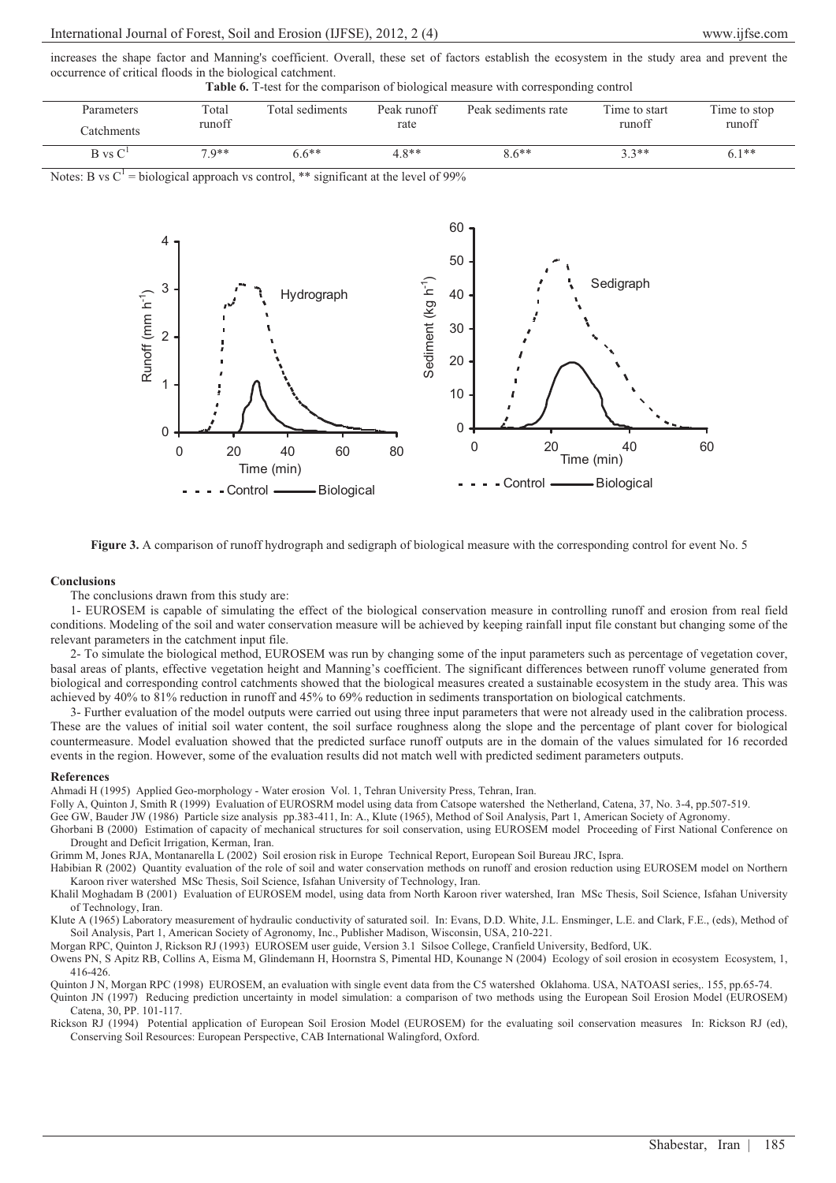increases the shape factor and Manning's coefficient. Overall, these set of factors establish the ecosystem in the study area and prevent the occurrence of critical floods in the biological catchment.

**Table 6.** T-test for the comparison of biological measure with corresponding control

| Parameters / Catchments | Total runoff | Total sediments | Peak runoff rate | Peak sediments rate | Time to start runoff | Time to stop runoff |
|---|---|---|---|---|---|---|
| B vs $C^1$ | 7.9** | 6.6** | 4.8** | 8.6** | 3.3** | 6.1** |

Notes: B vs $C^1$ = biological approach vs control, ** significant at the level of 99%

Hydrograph

Runoff (mm h$^{-1}$)

0
1
2
3
4

0
20
40
60
80

Time (min)

Control
Biological

Sedigraph

Sediment (kg h$^{-1}$)

0
10
20
30
40
50
60

0
20
40
60

Time (min)

Control
Biological

**Figure 3.** A comparison of runoff hydrograph and sedigraph of biological measure with the corresponding control for event No. 5

**Conclusions**

The conclusions drawn from this study are:

1- EUROSEM is capable of simulating the effect of the biological conservation measure in controlling runoff and erosion from real field conditions. Modeling of the soil and water conservation measure will be achieved by keeping rainfall input file constant but changing some of the relevant parameters in the catchment input file.

2- To simulate the biological method, EUROSEM was run by changing some of the input parameters such as percentage of vegetation cover, basal areas of plants, effective vegetation height and Manning's coefficient. The significant differences between runoff volume generated from biological and corresponding control catchments showed that the biological measures created a sustainable ecosystem in the study area. This was achieved by 40% to 81% reduction in runoff and 45% to 69% reduction in sediments transportation on biological catchments.

3- Further evaluation of the model outputs were carried out using three input parameters that were not already used in the calibration process. These are the values of initial soil water content, the soil surface roughness along the slope and the percentage of plant cover for biological countermeasure. Model evaluation showed that the predicted surface runoff outputs are in the domain of the values simulated for 16 recorded events in the region. However, some of the evaluation results did not match well with predicted sediment parameters outputs.

**References**

Ahmadi H (1995) Applied Geo-morphology - Water erosion Vol. 1, Tehran University Press, Tehran, Iran.

Folly A, Quinton J, Smith R (1999) Evaluation of EUROSRM model using data from Catsope watershed the Netherland, Catena, 37, No. 3-4, pp.507-519.

Gee GW, Bauder JW (1986) Particle size analysis pp.383-411, In: A., Klute (1965), Method of Soil Analysis, Part 1, American Society of Agronomy.

Ghorbani B (2000) Estimation of capacity of mechanical structures for soil conservation, using EUROSEM model Proceeding of First National Conference on Drought and Deficit Irrigation, Kerman, Iran.

Grimm M, Jones RJA, Montanarella L (2002) Soil erosion risk in Europe Technical Report, European Soil Bureau JRC, Ispra.

Habibian R (2002) Quantity evaluation of the role of soil and water conservation methods on runoff and erosion reduction using EUROSEM model on Northern Karoon river watershed MSc Thesis, Soil Science, Isfahan University of Technology, Iran.

Khalil Moghadam B (2001) Evaluation of EUROSEM model, using data from North Karoon river watershed, Iran MSc Thesis, Soil Science, Isfahan University of Technology, Iran.

Klute A (1965) Laboratory measurement of hydraulic conductivity of saturated soil. In: Evans, D.D. White, J.L. Ensminger, L.E. and Clark, F.E., (eds), Method of Soil Analysis, Part 1, American Society of Agronomy, Inc., Publisher Madison, Wisconsin, USA, 210-221.

Morgan RPC, Quinton J, Rickson RJ (1993) EUROSEM user guide, Version 3.1 Silsoe College, Cranfield University, Bedford, UK.

Owens PN, S Apitz RB, Collins A, Eisma M, Glindemann H, Hoornstra S, Pimental HD, Kounange N (2004) Ecology of soil erosion in ecosystem Ecosystem, 1, 416-426.

Quinton J N, Morgan RPC (1998) EUROSEM, an evaluation with single event data from the C5 watershed Oklahoma. USA, NATOASI series,. 155, pp.65-74.

Quinton JN (1997) Reducing prediction uncertainty in model simulation: a comparison of two methods using the European Soil Erosion Model (EUROSEM) Catena, 30, PP. 101-117.

Rickson RJ (1994) Potential application of European Soil Erosion Model (EUROSEM) for the evaluating soil conservation measures In: Rickson RJ (ed), Conserving Soil Resources: European Perspective, CAB International Walingford, Oxford.